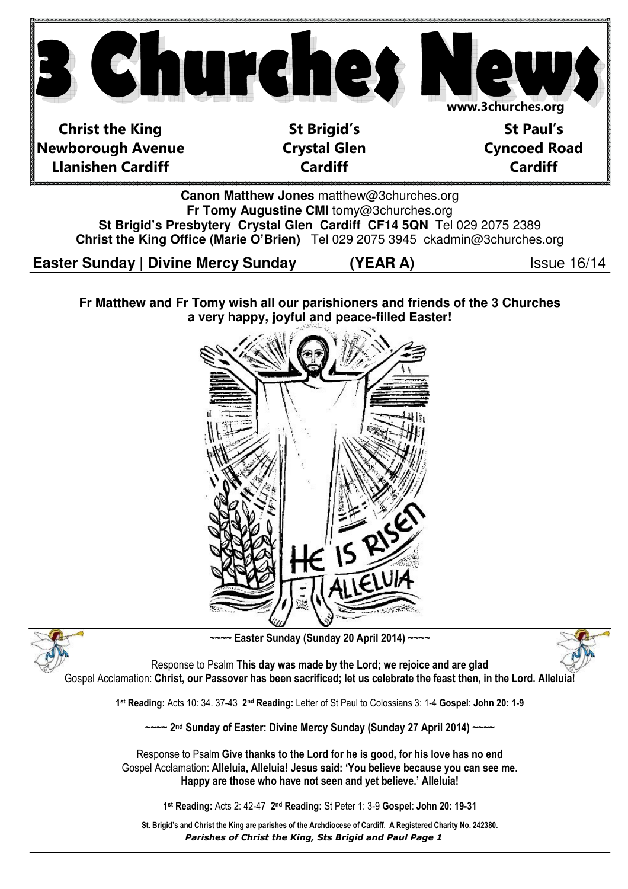# 3 Churches News

www.3churches.org

| Christ the King | St Brigid's | St Paul's |
|---|---|---|
| Newborough Avenue | Crystal Glen | Cyncoed Road |
| Llanishen Cardiff | Cardiff | Cardiff |

**Canon Matthew Jones** matthew@3churches.org
**Fr Tomy Augustine CMI** tomy@3churches.org
**St Brigid's Presbytery Crystal Glen Cardiff CF14 5QN** Tel 029 2075 2389
**Christ the King Office (Marie O'Brien)** Tel 029 2075 3945 ckadmin@3churches.org

**Easter Sunday | Divine Mercy Sunday** **(YEAR A)** Issue 16/14

**Fr Matthew and Fr Tomy wish all our parishioners and friends of the 3 Churches a very happy, joyful and peace-filled Easter!**

HE IS RISEN ALLELUIA

**~~~~ Easter Sunday (Sunday 20 April 2014) ~~~~**

Response to Psalm **This day was made by the Lord; we rejoice and are glad**
Gospel Acclamation: **Christ, our Passover has been sacrificed; let us celebrate the feast then, in the Lord. Alleluia!**

**1st Reading:** Acts 10: 34. 37-43 **2nd Reading:** Letter of St Paul to Colossians 3: 1-4 **Gospel**: **John 20: 1-9**

**~~~~ 2nd Sunday of Easter: Divine Mercy Sunday (Sunday 27 April 2014) ~~~~**

Response to Psalm **Give thanks to the Lord for he is good, for his love has no end**
Gospel Acclamation: **Alleluia, Alleluia! Jesus said: 'You believe because you can see me. Happy are those who have not seen and yet believe.' Alleluia!**

**1st Reading:** Acts 2: 42-47 **2nd Reading:** St Peter 1: 3-9 **Gospel**: **John 20: 19-31**

**St. Brigid's and Christ the King are parishes of the Archdiocese of Cardiff. A Registered Charity No. 242380.**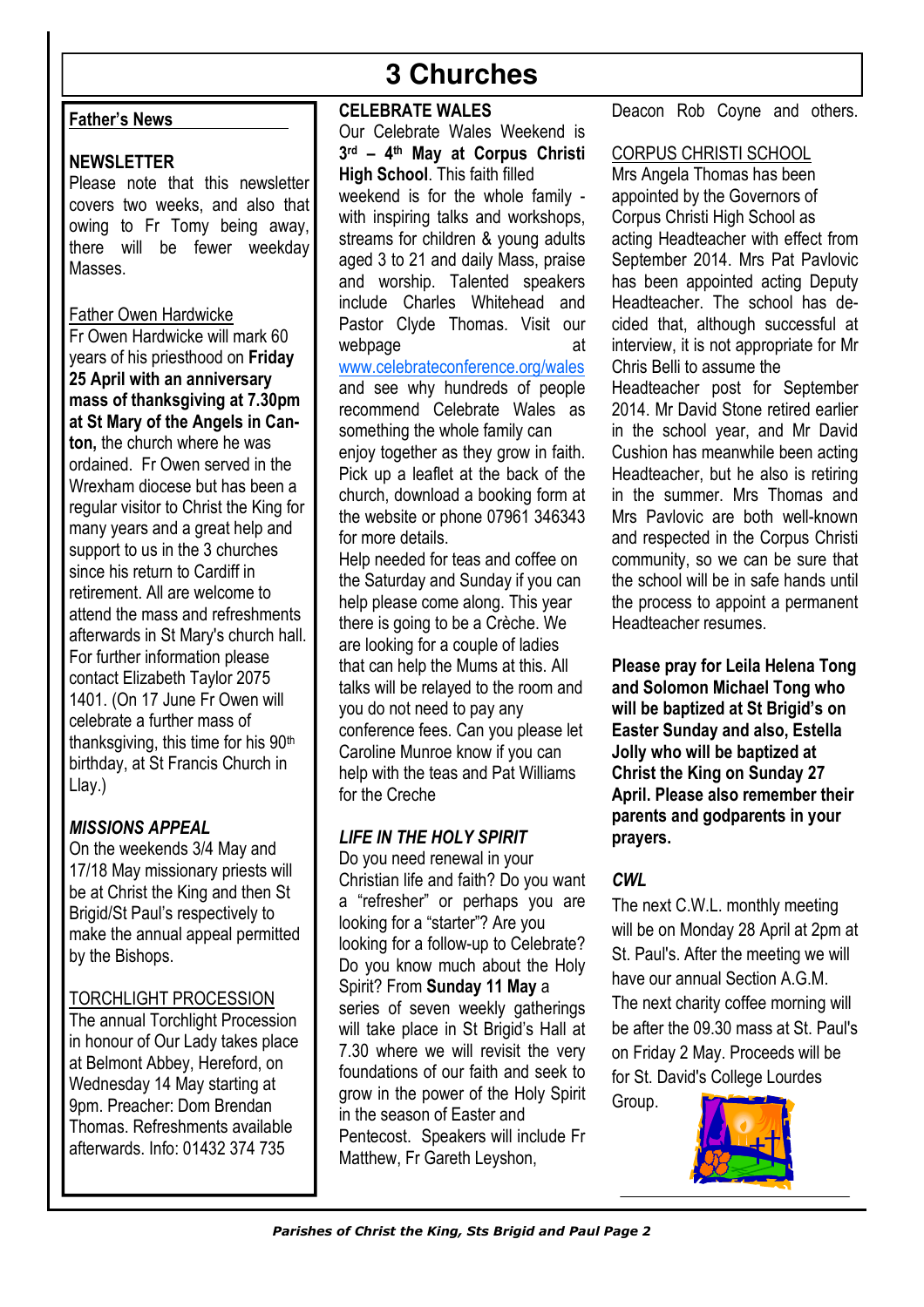# 3 Churches

## Father's News

### NEWSLETTER

Please note that this newsletter covers two weeks, and also that owing to Fr Tomy being away, there will be fewer weekday Masses.

Father Owen Hardwicke

Fr Owen Hardwicke will mark 60 years of his priesthood on **Friday 25 April with an anniversary mass of thanksgiving at 7.30pm at St Mary of the Angels in Canton,** the church where he was ordained. Fr Owen served in the Wrexham diocese but has been a regular visitor to Christ the King for many years and a great help and support to us in the 3 churches since his return to Cardiff in retirement. All are welcome to attend the mass and refreshments afterwards in St Mary's church hall. For further information please contact Elizabeth Taylor 2075 1401. (On 17 June Fr Owen will celebrate a further mass of thanksgiving, this time for his 90th birthday, at St Francis Church in Llay.)

### *MISSIONS APPEAL*

On the weekends 3/4 May and 17/18 May missionary priests will be at Christ the King and then St Brigid/St Paul's respectively to make the annual appeal permitted by the Bishops.

TORCHLIGHT PROCESSION

The annual Torchlight Procession in honour of Our Lady takes place at Belmont Abbey, Hereford, on Wednesday 14 May starting at 9pm. Preacher: Dom Brendan Thomas. Refreshments available afterwards. Info: 01432 374 735

### CELEBRATE WALES

Our Celebrate Wales Weekend is **3rd – 4th May at Corpus Christi High School**. This faith filled weekend is for the whole family - with inspiring talks and workshops, streams for children & young adults aged 3 to 21 and daily Mass, praise and worship. Talented speakers include Charles Whitehead and Pastor Clyde Thomas. Visit our webpage at www.celebrateconference.org/wales and see why hundreds of people recommend Celebrate Wales as something the whole family can enjoy together as they grow in faith. Pick up a leaflet at the back of the church, download a booking form at the website or phone 07961 346343 for more details.

Help needed for teas and coffee on the Saturday and Sunday if you can help please come along. This year there is going to be a Crèche. We are looking for a couple of ladies that can help the Mums at this. All talks will be relayed to the room and you do not need to pay any conference fees. Can you please let Caroline Munroe know if you can help with the teas and Pat Williams for the Creche

### *LIFE IN THE HOLY SPIRIT*

Do you need renewal in your Christian life and faith? Do you want a "refresher" or perhaps you are looking for a "starter"? Are you looking for a follow-up to Celebrate? Do you know much about the Holy Spirit? From **Sunday 11 May** a series of seven weekly gatherings will take place in St Brigid's Hall at 7.30 where we will revisit the very foundations of our faith and seek to grow in the power of the Holy Spirit in the season of Easter and Pentecost. Speakers will include Fr Matthew, Fr Gareth Leyshon, Deacon Rob Coyne and others.

CORPUS CHRISTI SCHOOL

Mrs Angela Thomas has been appointed by the Governors of Corpus Christi High School as acting Headteacher with effect from September 2014. Mrs Pat Pavlovic has been appointed acting Deputy Headteacher. The school has decided that, although successful at interview, it is not appropriate for Mr Chris Belli to assume the Headteacher post for September 2014. Mr David Stone retired earlier in the school year, and Mr David Cushion has meanwhile been acting Headteacher, but he also is retiring in the summer. Mrs Thomas and Mrs Pavlovic are both well-known and respected in the Corpus Christi community, so we can be sure that the school will be in safe hands until the process to appoint a permanent Headteacher resumes.

**Please pray for Leila Helena Tong and Solomon Michael Tong who will be baptized at St Brigid's on Easter Sunday and also, Estella Jolly who will be baptized at Christ the King on Sunday 27 April. Please also remember their parents and godparents in your prayers.**

### *CWL*

The next C.W.L. monthly meeting will be on Monday 28 April at 2pm at St. Paul's. After the meeting we will have our annual Section A.G.M.

The next charity coffee morning will be after the 09.30 mass at St. Paul's on Friday 2 May. Proceeds will be for St. David's College Lourdes Group.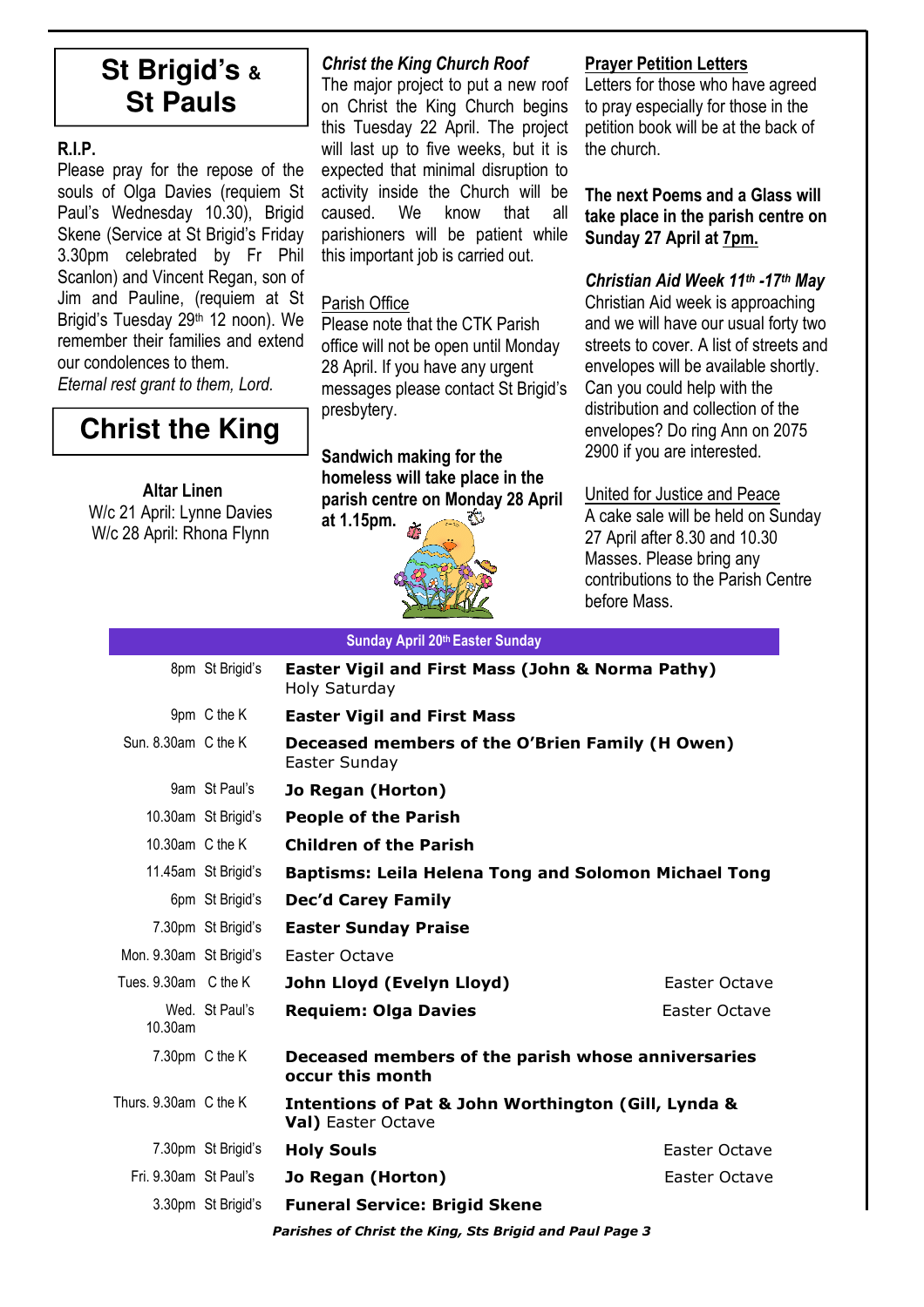# St Brigid's & St Pauls

**R.I.P.**

Please pray for the repose of the souls of Olga Davies (requiem St Paul's Wednesday 10.30), Brigid Skene (Service at St Brigid's Friday 3.30pm celebrated by Fr Phil Scanlon) and Vincent Regan, son of Jim and Pauline, (requiem at St Brigid's Tuesday 29th 12 noon). We remember their families and extend our condolences to them.

*Eternal rest grant to them, Lord.*

# Christ the King

**Altar Linen**

W/c 21 April: Lynne Davies
W/c 28 April: Rhona Flynn

*Christ the King Church Roof*

The major project to put a new roof on Christ the King Church begins this Tuesday 22 April. The project will last up to five weeks, but it is expected that minimal disruption to activity inside the Church will be caused. We know that all parishioners will be patient while this important job is carried out.

Parish Office

Please note that the CTK Parish office will not be open until Monday 28 April. If you have any urgent messages please contact St Brigid's presbytery.

**Sandwich making for the homeless will take place in the parish centre on Monday 28 April at 1.15pm.**

**Prayer Petition Letters**

Letters for those who have agreed to pray especially for those in the petition book will be at the back of the church.

**The next Poems and a Glass will take place in the parish centre on Sunday 27 April at 7pm.**

***Christian Aid Week 11th -17th May***

Christian Aid week is approaching and we will have our usual forty two streets to cover. A list of streets and envelopes will be available shortly. Can you could help with the distribution and collection of the envelopes? Do ring Ann on 2075 2900 if you are interested.

United for Justice and Peace

A cake sale will be held on Sunday 27 April after 8.30 and 10.30 Masses. Please bring any contributions to the Parish Centre before Mass.

| Sunday April 20th Easter Sunday | | | |
|---|---|---|---|
| 8pm | St Brigid's | **Easter Vigil and First Mass (John & Norma Pathy)** Holy Saturday | |
| 9pm | C the K | **Easter Vigil and First Mass** | |
| Sun. 8.30am | C the K | **Deceased members of the O'Brien Family (H Owen)** Easter Sunday | |
| 9am | St Paul's | **Jo Regan (Horton)** | |
| 10.30am | St Brigid's | **People of the Parish** | |
| 10.30am | C the K | **Children of the Parish** | |
| 11.45am | St Brigid's | **Baptisms: Leila Helena Tong and Solomon Michael Tong** | |
| 6pm | St Brigid's | **Dec'd Carey Family** | |
| 7.30pm | St Brigid's | **Easter Sunday Praise** | |
| Mon. 9.30am | St Brigid's | Easter Octave | |
| Tues. 9.30am | C the K | **John Lloyd (Evelyn Lloyd)** | Easter Octave |
| Wed. 10.30am | St Paul's | **Requiem: Olga Davies** | Easter Octave |
| 7.30pm | C the K | **Deceased members of the parish whose anniversaries occur this month** | |
| Thurs. 9.30am | C the K | **Intentions of Pat & John Worthington (Gill, Lynda & Val)** Easter Octave | |
| 7.30pm | St Brigid's | **Holy Souls** | Easter Octave |
| Fri. 9.30am | St Paul's | **Jo Regan (Horton)** | Easter Octave |
| 3.30pm | St Brigid's | **Funeral Service: Brigid Skene** | |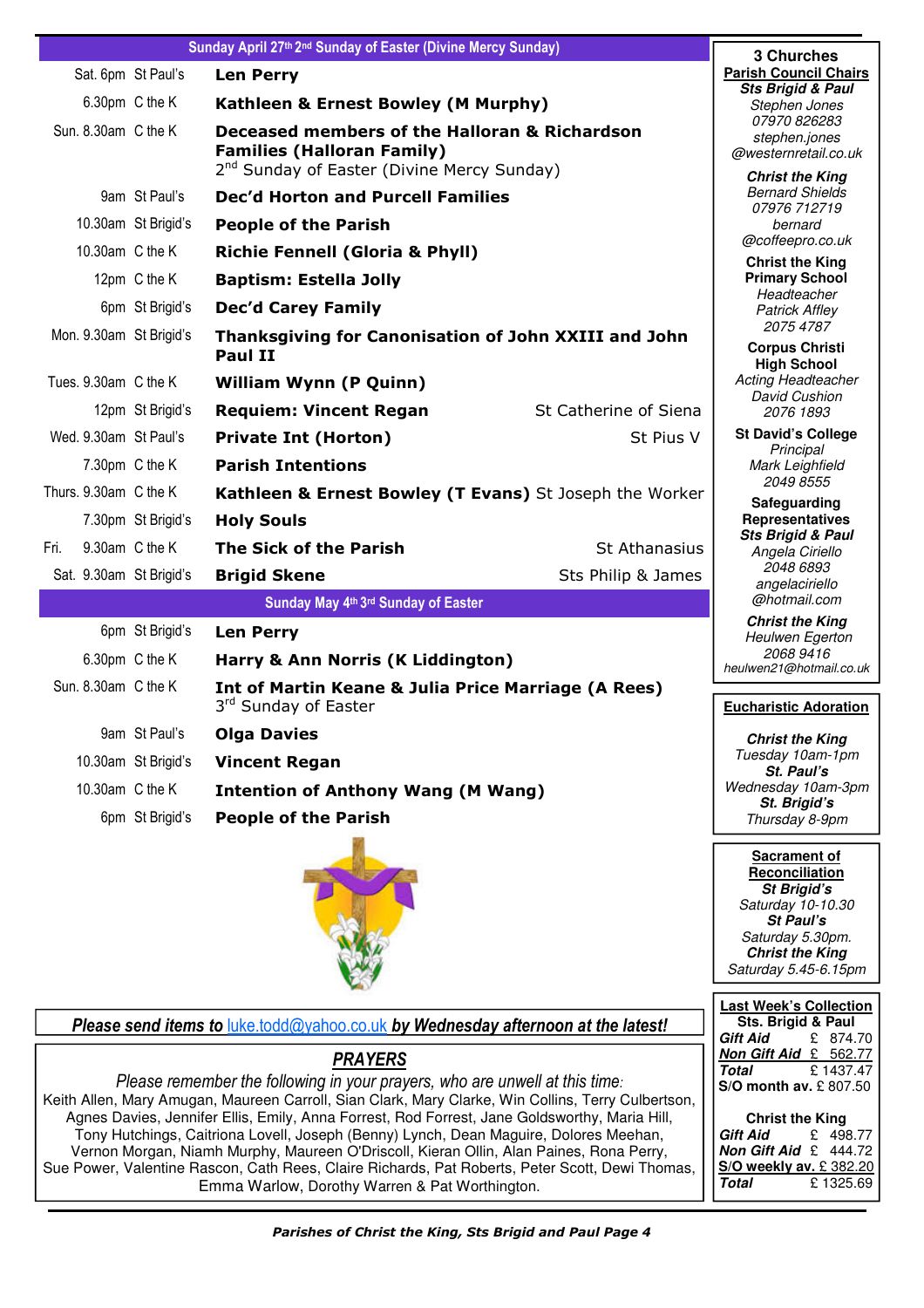## Sunday April 27th 2nd Sunday of Easter (Divine Mercy Sunday)

| | | | |
|---|---|---|---|
| Sat. 6pm | St Paul's | **Len Perry** | |
| 6.30pm | C the K | **Kathleen & Ernest Bowley (M Murphy)** | |
| Sun. 8.30am | C the K | **Deceased members of the Halloran & Richardson Families (Halloran Family)** 2nd Sunday of Easter (Divine Mercy Sunday) | |
| 9am | St Paul's | **Dec'd Horton and Purcell Families** | |
| 10.30am | St Brigid's | **People of the Parish** | |
| 10.30am | C the K | **Richie Fennell (Gloria & Phyll)** | |
| 12pm | C the K | **Baptism: Estella Jolly** | |
| 6pm | St Brigid's | **Dec'd Carey Family** | |
| Mon. 9.30am | St Brigid's | **Thanksgiving for Canonisation of John XXIII and John Paul II** | |
| Tues. 9.30am | C the K | **William Wynn (P Quinn)** | |
| 12pm | St Brigid's | **Requiem: Vincent Regan** | St Catherine of Siena |
| Wed. 9.30am | St Paul's | **Private Int (Horton)** | St Pius V |
| 7.30pm | C the K | **Parish Intentions** | |
| Thurs. 9.30am | C the K | **Kathleen & Ernest Bowley (T Evans)** | St Joseph the Worker |
| 7.30pm | St Brigid's | **Holy Souls** | |
| Fri. 9.30am | C the K | **The Sick of the Parish** | St Athanasius |
| Sat. 9.30am | St Brigid's | **Brigid Skene** | Sts Philip & James |

## Sunday May 4th 3rd Sunday of Easter

| | | |
|---|---|---|
| 6pm | St Brigid's | **Len Perry** |
| 6.30pm | C the K | **Harry & Ann Norris (K Liddington)** |
| Sun. 8.30am | C the K | **Int of Martin Keane & Julia Price Marriage (A Rees)** 3rd Sunday of Easter |
| 9am | St Paul's | **Olga Davies** |
| 10.30am | St Brigid's | **Vincent Regan** |
| 10.30am | C the K | **Intention of Anthony Wang (M Wang)** |
| 6pm | St Brigid's | **People of the Parish** |

***Please send items to luke.todd@yahoo.co.uk by Wednesday afternoon at the latest!***

### *PRAYERS*

*Please remember the following in your prayers, who are unwell at this time:*
Keith Allen, Mary Amugan, Maureen Carroll, Sian Clark, Mary Clarke, Win Collins, Terry Culbertson, Agnes Davies, Jennifer Ellis, Emily, Anna Forrest, Rod Forrest, Jane Goldsworthy, Maria Hill, Tony Hutchings, Caitriona Lovell, Joseph (Benny) Lynch, Dean Maguire, Dolores Meehan, Vernon Morgan, Niamh Murphy, Maureen O'Driscoll, Kieran Ollin, Alan Paines, Rona Perry, Sue Power, Valentine Rascon, Cath Rees, Claire Richards, Pat Roberts, Peter Scott, Dewi Thomas, Emma Warlow, Dorothy Warren & Pat Worthington.

**3 Churches**
**Parish Council Chairs**

***Sts Brigid & Paul***
*Stephen Jones*
*07970 826283*
*stephen.jones@westernretail.co.uk*

***Christ the King***
*Bernard Shields*
*07976 712719*
*bernard@coffeepro.co.uk*

**Christ the King Primary School**
*Headteacher*
*Patrick Affley*
*2075 4787*

**Corpus Christi High School**
*Acting Headteacher*
*David Cushion*
*2076 1893*

**St David's College**
*Principal*
*Mark Leighfield*
*2049 8555*

**Safeguarding Representatives**
***Sts Brigid & Paul***
*Angela Ciriello*
*2048 6893*
*angelaciriello@hotmail.com*

***Christ the King***
*Heulwen Egerton*
*2068 9416*
*heulwen21@hotmail.co.uk*

**Eucharistic Adoration**

***Christ the King***
*Tuesday 10am-1pm*
***St. Paul's***
*Wednesday 10am-3pm*
***St. Brigid's***
*Thursday 8-9pm*

**Sacrament of Reconciliation**

***St Brigid's***
*Saturday 10-10.30*
***St Paul's***
*Saturday 5.30pm.*
***Christ the King***
*Saturday 5.45-6.15pm*

**Last Week's Collection**

**Sts. Brigid & Paul**

| | |
|---|---|
| ***Gift Aid*** | £ 874.70 |
| ***Non Gift Aid*** | £ 562.77 |
| ***Total*** | £ 1437.47 |
| **S/O month av.** | £ 807.50 |

**Christ the King**

| | |
|---|---|
| ***Gift Aid*** | £ 498.77 |
| ***Non Gift Aid*** | £ 444.72 |
| **S/O weekly av.** | £ 382.20 |
| ***Total*** | £ 1325.69 |